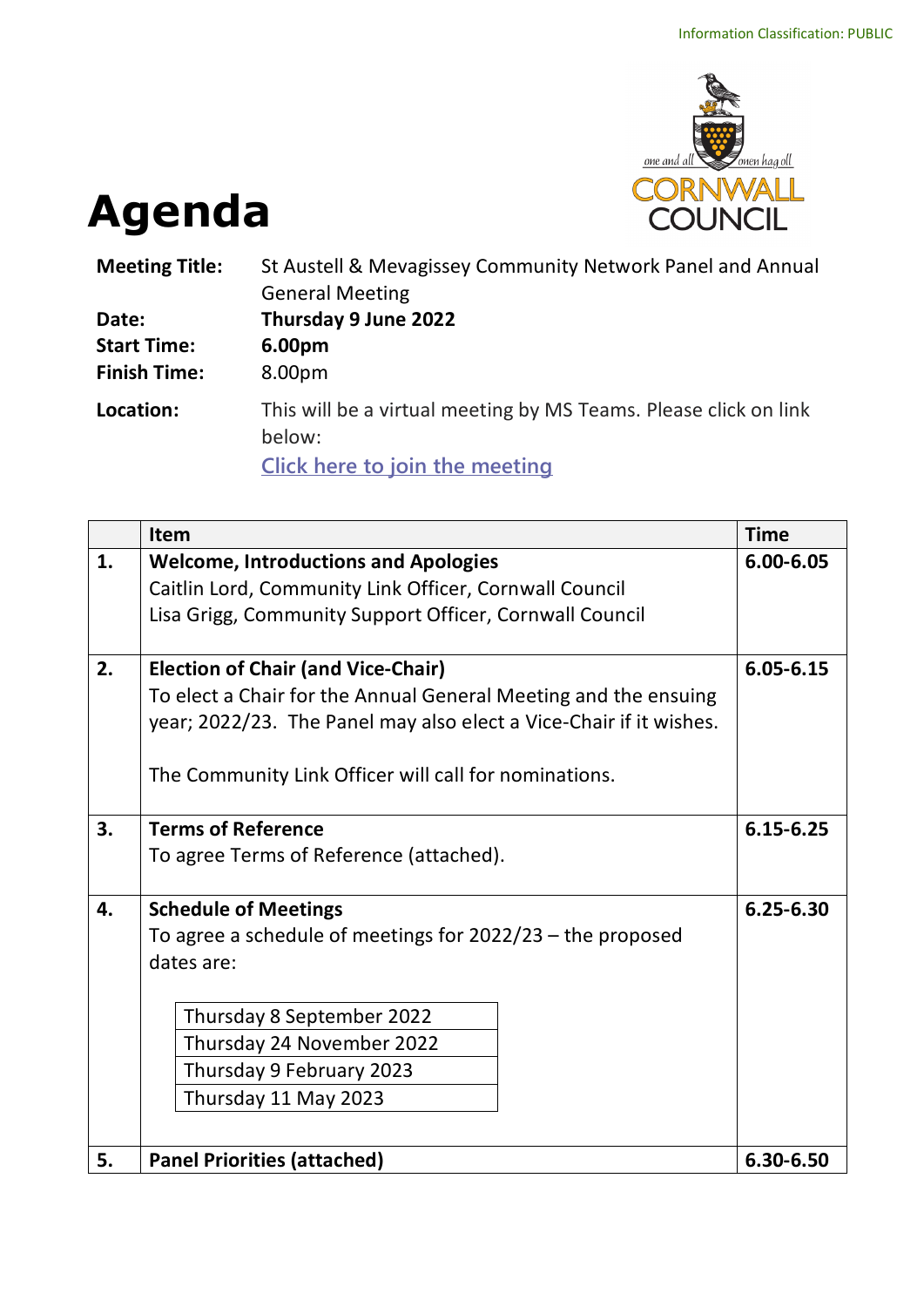Information Classification: PUBLIC

# Agenda

**Meeting Title:** St Austell & Mevagissey Community Network Panel and Annual General Meeting

**Date:** **Thursday 9 June 2022**

**Start Time:** **6.00pm**

**Finish Time:** 8.00pm

**Location:** This will be a virtual meeting by MS Teams. Please click on link below:

[Click here to join the meeting]

| | Item | Time |
|---|---|---|
| **1.** | **Welcome, Introductions and Apologies**<br>Caitlin Lord, Community Link Officer, Cornwall Council<br>Lisa Grigg, Community Support Officer, Cornwall Council | **6.00-6.05** |
| **2.** | **Election of Chair (and Vice-Chair)**<br>To elect a Chair for the Annual General Meeting and the ensuing year; 2022/23. The Panel may also elect a Vice-Chair if it wishes.<br><br>The Community Link Officer will call for nominations. | **6.05-6.15** |
| **3.** | **Terms of Reference**<br>To agree Terms of Reference (attached). | **6.15-6.25** |
| **4.** | **Schedule of Meetings**<br>To agree a schedule of meetings for 2022/23 – the proposed dates are:<br><br>Thursday 8 September 2022<br>Thursday 24 November 2022<br>Thursday 9 February 2023<br>Thursday 11 May 2023 | **6.25-6.30** |
| **5.** | **Panel Priorities (attached)** | **6.30-6.50** |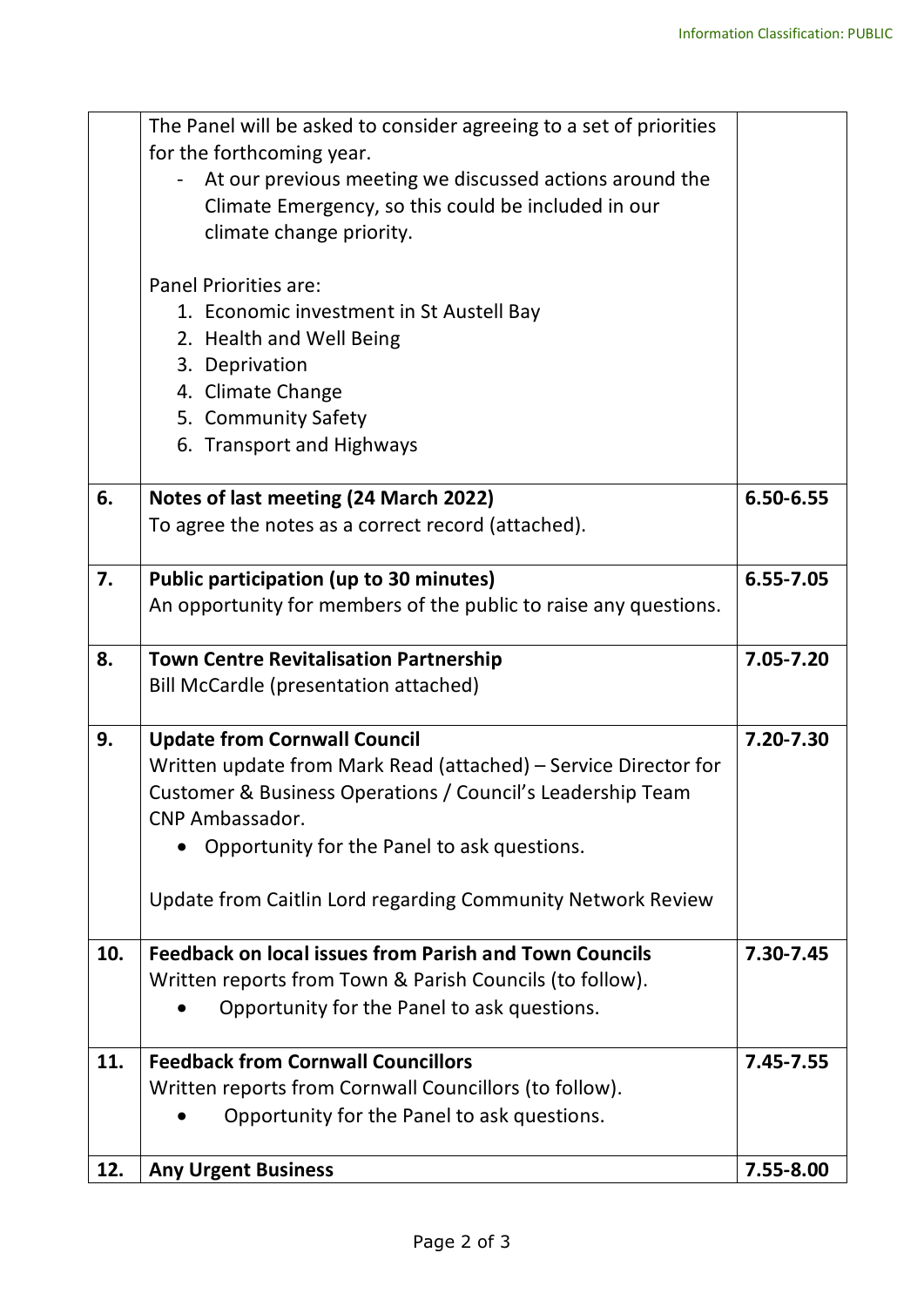Information Classification: PUBLIC

| | | |
|---|---|---|
| | The Panel will be asked to consider agreeing to a set of priorities for the forthcoming year.<br>- At our previous meeting we discussed actions around the Climate Emergency, so this could be included in our climate change priority.<br><br>Panel Priorities are:<br>1. Economic investment in St Austell Bay<br>2. Health and Well Being<br>3. Deprivation<br>4. Climate Change<br>5. Community Safety<br>6. Transport and Highways | |
| **6.** | **Notes of last meeting (24 March 2022)**<br>To agree the notes as a correct record (attached). | **6.50-6.55** |
| **7.** | **Public participation (up to 30 minutes)**<br>An opportunity for members of the public to raise any questions. | **6.55-7.05** |
| **8.** | **Town Centre Revitalisation Partnership**<br>Bill McCardle (presentation attached) | **7.05-7.20** |
| **9.** | **Update from Cornwall Council**<br>Written update from Mark Read (attached) – Service Director for Customer & Business Operations / Council's Leadership Team CNP Ambassador.<br>• Opportunity for the Panel to ask questions.<br><br>Update from Caitlin Lord regarding Community Network Review | **7.20-7.30** |
| **10.** | **Feedback on local issues from Parish and Town Councils**<br>Written reports from Town & Parish Councils (to follow).<br>• Opportunity for the Panel to ask questions. | **7.30-7.45** |
| **11.** | **Feedback from Cornwall Councillors**<br>Written reports from Cornwall Councillors (to follow).<br>• Opportunity for the Panel to ask questions. | **7.45-7.55** |
| **12.** | **Any Urgent Business** | **7.55-8.00** |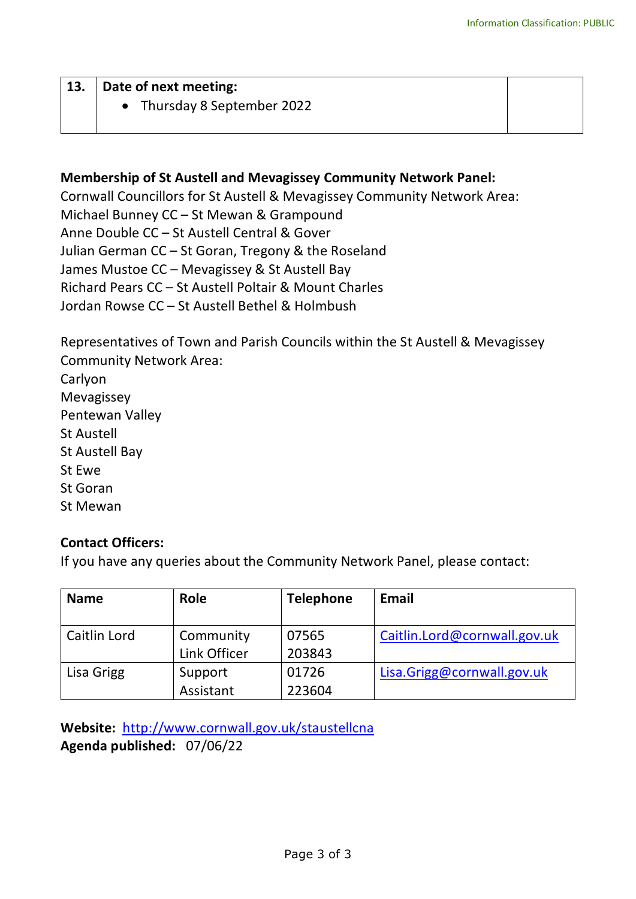| | | |
|---|---|---|
| **13.** | **Date of next meeting:**<br>• Thursday 8 September 2022 | |

**Membership of St Austell and Mevagissey Community Network Panel:**

Cornwall Councillors for St Austell & Mevagissey Community Network Area:
Michael Bunney CC – St Mewan & Grampound
Anne Double CC – St Austell Central & Gover
Julian German CC – St Goran, Tregony & the Roseland
James Mustoe CC – Mevagissey & St Austell Bay
Richard Pears CC – St Austell Poltair & Mount Charles
Jordan Rowse CC – St Austell Bethel & Holmbush

Representatives of Town and Parish Councils within the St Austell & Mevagissey Community Network Area:
Carlyon
Mevagissey
Pentewan Valley
St Austell
St Austell Bay
St Ewe
St Goran
St Mewan

**Contact Officers:**

If you have any queries about the Community Network Panel, please contact:

| **Name** | **Role** | **Telephone** | **Email** |
|---|---|---|---|
| Caitlin Lord | Community Link Officer | 07565 203843 | Caitlin.Lord@cornwall.gov.uk |
| Lisa Grigg | Support Assistant | 01726 223604 | Lisa.Grigg@cornwall.gov.uk |

**Website:** http://www.cornwall.gov.uk/staustellcna
**Agenda published:** 07/06/22